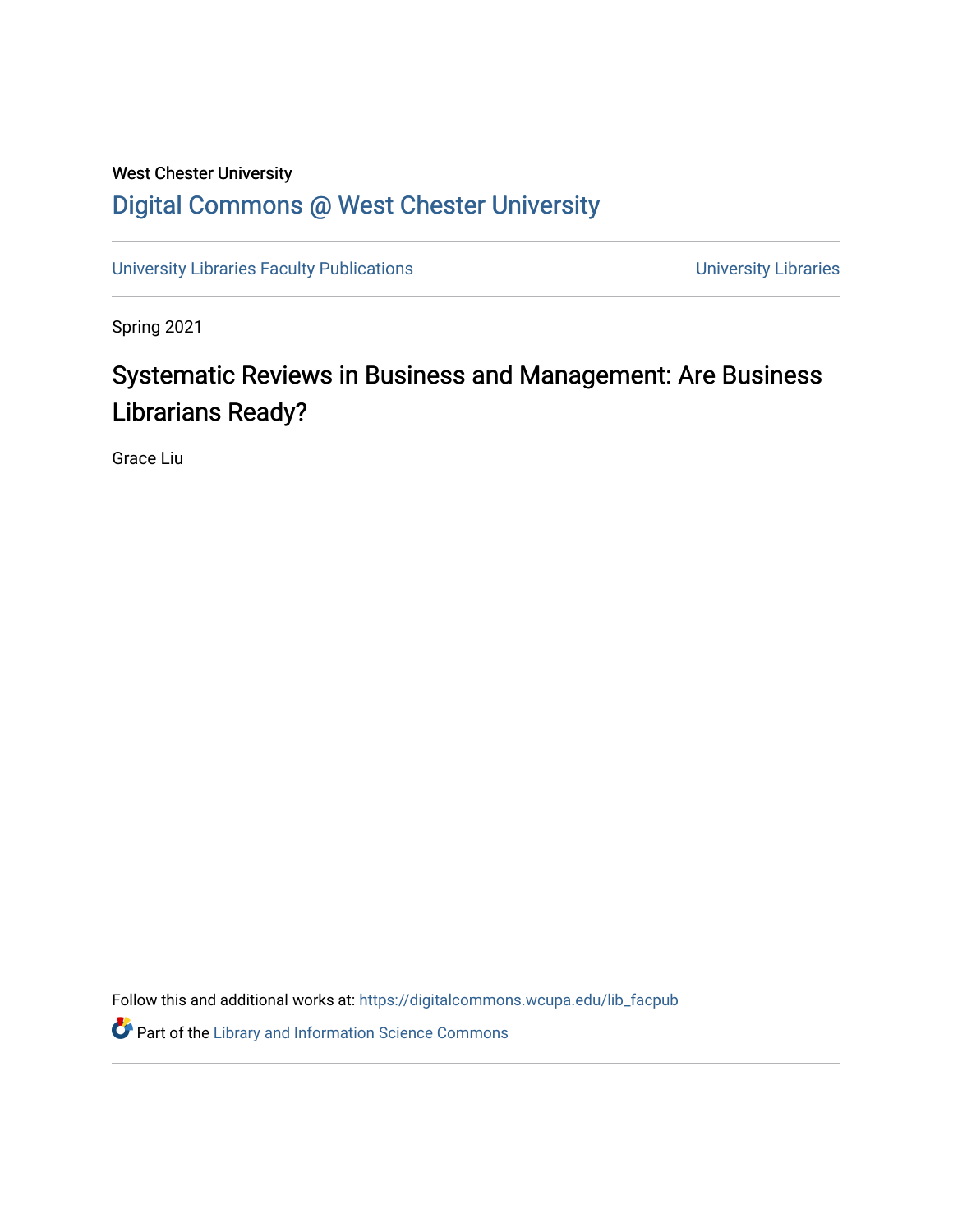West Chester University

## Digital Commons @ West Chester University

University Libraries Faculty Publications | University Libraries

Spring 2021

# Systematic Reviews in Business and Management: Are Business Librarians Ready?

Grace Liu

Follow this and additional works at: https://digitalcommons.wcupa.edu/lib_facpub

Part of the Library and Information Science Commons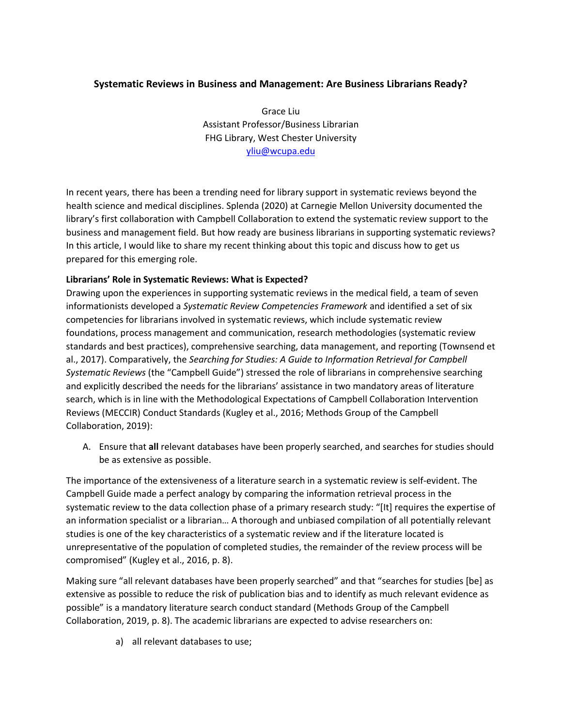# Systematic Reviews in Business and Management: Are Business Librarians Ready?

Grace Liu  
Assistant Professor/Business Librarian  
FHG Library, West Chester University  
yliu@wcupa.edu

In recent years, there has been a trending need for library support in systematic reviews beyond the health science and medical disciplines. Splenda (2020) at Carnegie Mellon University documented the library's first collaboration with Campbell Collaboration to extend the systematic review support to the business and management field. But how ready are business librarians in supporting systematic reviews? In this article, I would like to share my recent thinking about this topic and discuss how to get us prepared for this emerging role.

**Librarians' Role in Systematic Reviews: What is Expected?**

Drawing upon the experiences in supporting systematic reviews in the medical field, a team of seven informationists developed a *Systematic Review Competencies Framework* and identified a set of six competencies for librarians involved in systematic reviews, which include systematic review foundations, process management and communication, research methodologies (systematic review standards and best practices), comprehensive searching, data management, and reporting (Townsend et al., 2017). Comparatively, the *Searching for Studies: A Guide to Information Retrieval for Campbell Systematic Reviews* (the "Campbell Guide") stressed the role of librarians in comprehensive searching and explicitly described the needs for the librarians' assistance in two mandatory areas of literature search, which is in line with the Methodological Expectations of Campbell Collaboration Intervention Reviews (MECCIR) Conduct Standards (Kugley et al., 2016; Methods Group of the Campbell Collaboration, 2019):

A. Ensure that **all** relevant databases have been properly searched, and searches for studies should be as extensive as possible.

The importance of the extensiveness of a literature search in a systematic review is self-evident. The Campbell Guide made a perfect analogy by comparing the information retrieval process in the systematic review to the data collection phase of a primary research study: "[It] requires the expertise of an information specialist or a librarian… A thorough and unbiased compilation of all potentially relevant studies is one of the key characteristics of a systematic review and if the literature located is unrepresentative of the population of completed studies, the remainder of the review process will be compromised" (Kugley et al., 2016, p. 8).

Making sure "all relevant databases have been properly searched" and that "searches for studies [be] as extensive as possible to reduce the risk of publication bias and to identify as much relevant evidence as possible" is a mandatory literature search conduct standard (Methods Group of the Campbell Collaboration, 2019, p. 8). The academic librarians are expected to advise researchers on:

a) all relevant databases to use;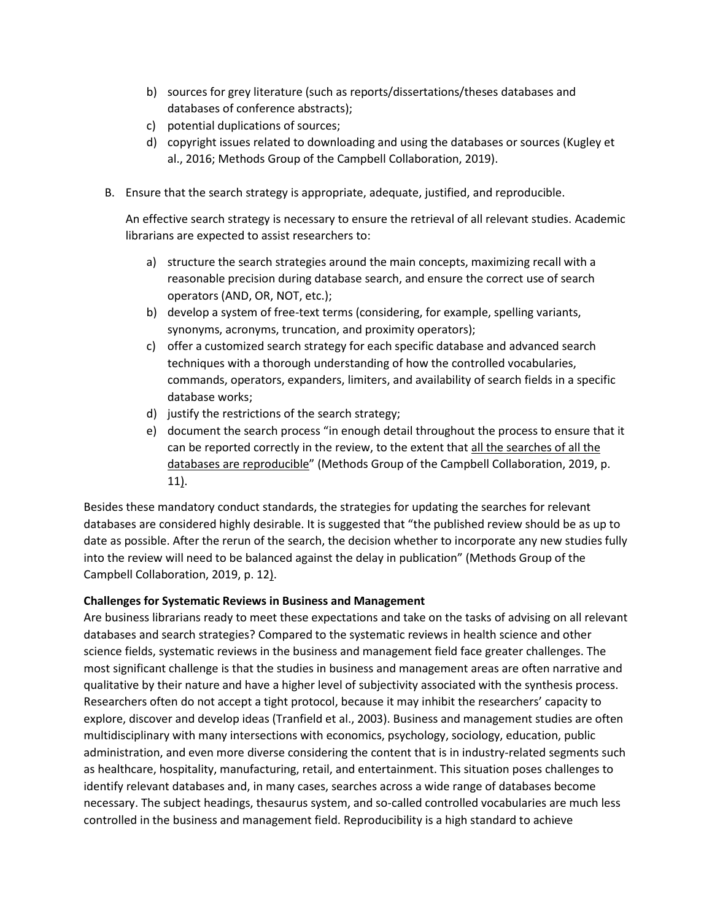b) sources for grey literature (such as reports/dissertations/theses databases and databases of conference abstracts);
c) potential duplications of sources;
d) copyright issues related to downloading and using the databases or sources (Kugley et al., 2016; Methods Group of the Campbell Collaboration, 2019).

B. Ensure that the search strategy is appropriate, adequate, justified, and reproducible.

An effective search strategy is necessary to ensure the retrieval of all relevant studies. Academic librarians are expected to assist researchers to:

a) structure the search strategies around the main concepts, maximizing recall with a reasonable precision during database search, and ensure the correct use of search operators (AND, OR, NOT, etc.);
b) develop a system of free-text terms (considering, for example, spelling variants, synonyms, acronyms, truncation, and proximity operators);
c) offer a customized search strategy for each specific database and advanced search techniques with a thorough understanding of how the controlled vocabularies, commands, operators, expanders, limiters, and availability of search fields in a specific database works;
d) justify the restrictions of the search strategy;
e) document the search process "in enough detail throughout the process to ensure that it can be reported correctly in the review, to the extent that all the searches of all the databases are reproducible" (Methods Group of the Campbell Collaboration, 2019, p. 11).

Besides these mandatory conduct standards, the strategies for updating the searches for relevant databases are considered highly desirable. It is suggested that "the published review should be as up to date as possible. After the rerun of the search, the decision whether to incorporate any new studies fully into the review will need to be balanced against the delay in publication" (Methods Group of the Campbell Collaboration, 2019, p. 12).

**Challenges for Systematic Reviews in Business and Management**

Are business librarians ready to meet these expectations and take on the tasks of advising on all relevant databases and search strategies? Compared to the systematic reviews in health science and other science fields, systematic reviews in the business and management field face greater challenges. The most significant challenge is that the studies in business and management areas are often narrative and qualitative by their nature and have a higher level of subjectivity associated with the synthesis process. Researchers often do not accept a tight protocol, because it may inhibit the researchers' capacity to explore, discover and develop ideas (Tranfield et al., 2003). Business and management studies are often multidisciplinary with many intersections with economics, psychology, sociology, education, public administration, and even more diverse considering the content that is in industry-related segments such as healthcare, hospitality, manufacturing, retail, and entertainment. This situation poses challenges to identify relevant databases and, in many cases, searches across a wide range of databases become necessary. The subject headings, thesaurus system, and so-called controlled vocabularies are much less controlled in the business and management field. Reproducibility is a high standard to achieve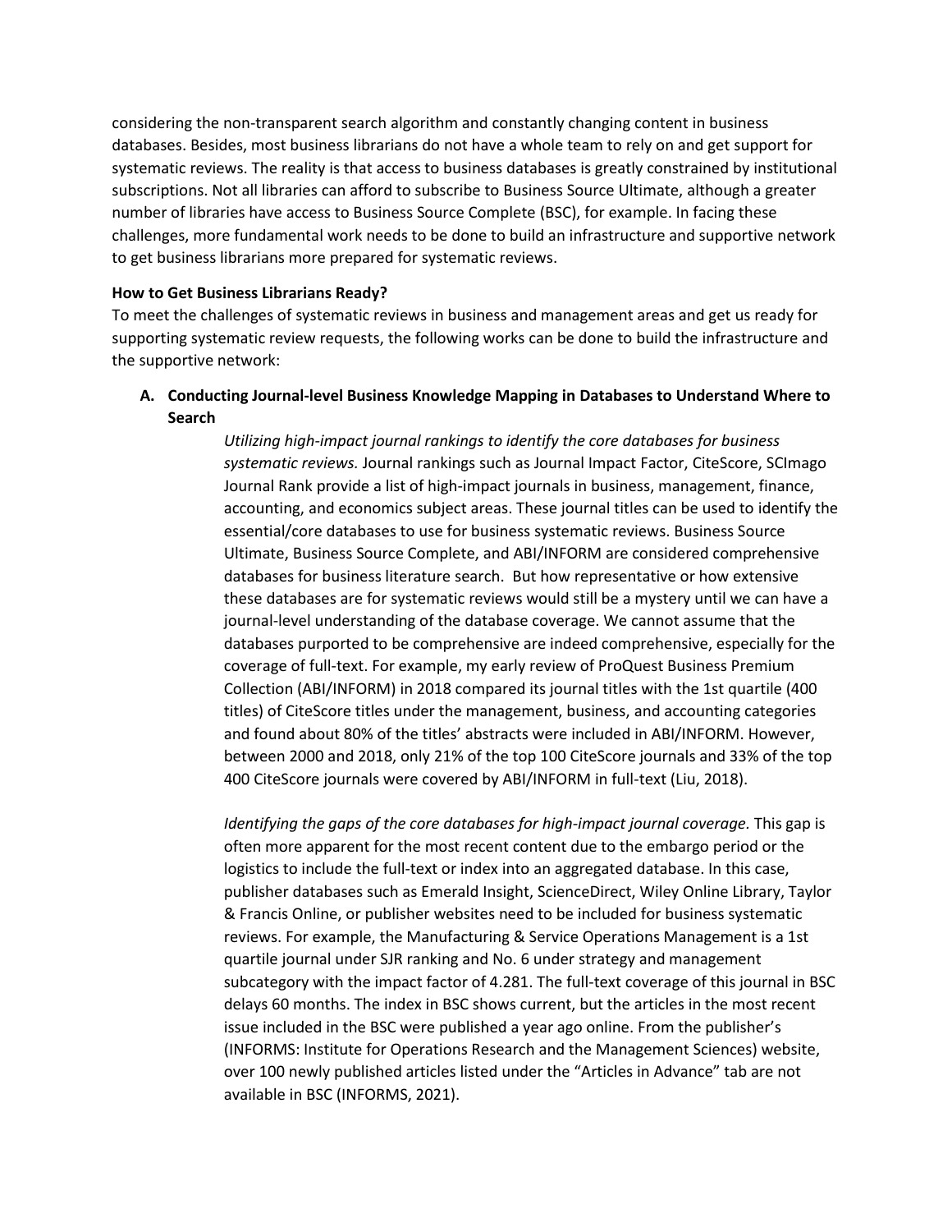considering the non-transparent search algorithm and constantly changing content in business databases. Besides, most business librarians do not have a whole team to rely on and get support for systematic reviews. The reality is that access to business databases is greatly constrained by institutional subscriptions. Not all libraries can afford to subscribe to Business Source Ultimate, although a greater number of libraries have access to Business Source Complete (BSC), for example. In facing these challenges, more fundamental work needs to be done to build an infrastructure and supportive network to get business librarians more prepared for systematic reviews.

**How to Get Business Librarians Ready?**

To meet the challenges of systematic reviews in business and management areas and get us ready for supporting systematic review requests, the following works can be done to build the infrastructure and the supportive network:

**A. Conducting Journal-level Business Knowledge Mapping in Databases to Understand Where to Search**

*Utilizing high-impact journal rankings to identify the core databases for business systematic reviews.* Journal rankings such as Journal Impact Factor, CiteScore, SCImago Journal Rank provide a list of high-impact journals in business, management, finance, accounting, and economics subject areas. These journal titles can be used to identify the essential/core databases to use for business systematic reviews. Business Source Ultimate, Business Source Complete, and ABI/INFORM are considered comprehensive databases for business literature search. But how representative or how extensive these databases are for systematic reviews would still be a mystery until we can have a journal-level understanding of the database coverage. We cannot assume that the databases purported to be comprehensive are indeed comprehensive, especially for the coverage of full-text. For example, my early review of ProQuest Business Premium Collection (ABI/INFORM) in 2018 compared its journal titles with the 1st quartile (400 titles) of CiteScore titles under the management, business, and accounting categories and found about 80% of the titles' abstracts were included in ABI/INFORM. However, between 2000 and 2018, only 21% of the top 100 CiteScore journals and 33% of the top 400 CiteScore journals were covered by ABI/INFORM in full-text (Liu, 2018).

*Identifying the gaps of the core databases for high-impact journal coverage.* This gap is often more apparent for the most recent content due to the embargo period or the logistics to include the full-text or index into an aggregated database. In this case, publisher databases such as Emerald Insight, ScienceDirect, Wiley Online Library, Taylor & Francis Online, or publisher websites need to be included for business systematic reviews. For example, the Manufacturing & Service Operations Management is a 1st quartile journal under SJR ranking and No. 6 under strategy and management subcategory with the impact factor of 4.281. The full-text coverage of this journal in BSC delays 60 months. The index in BSC shows current, but the articles in the most recent issue included in the BSC were published a year ago online. From the publisher's (INFORMS: Institute for Operations Research and the Management Sciences) website, over 100 newly published articles listed under the "Articles in Advance" tab are not available in BSC (INFORMS, 2021).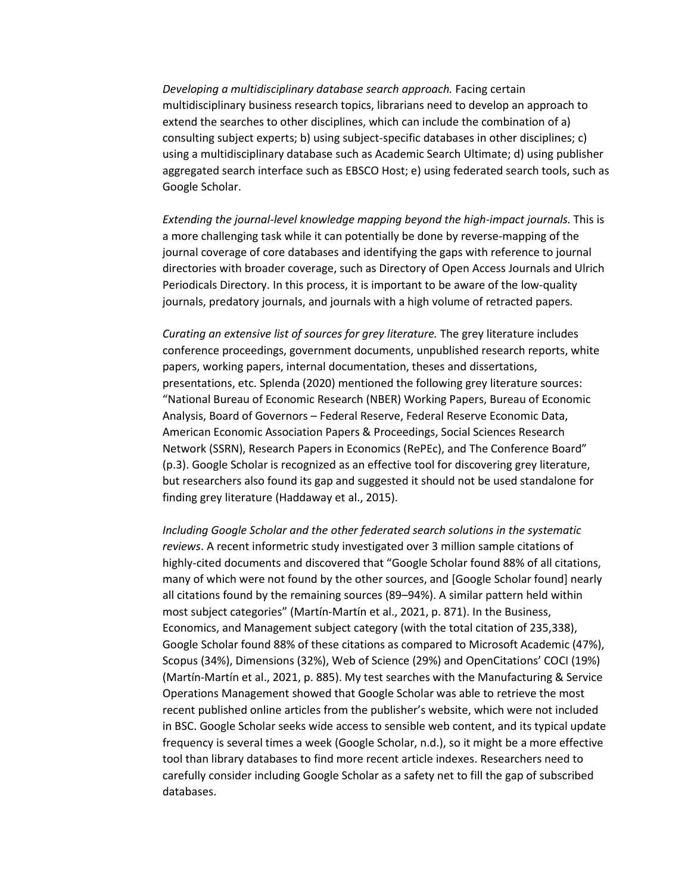*Developing a multidisciplinary database search approach.* Facing certain multidisciplinary business research topics, librarians need to develop an approach to extend the searches to other disciplines, which can include the combination of a) consulting subject experts; b) using subject-specific databases in other disciplines; c) using a multidisciplinary database such as Academic Search Ultimate; d) using publisher aggregated search interface such as EBSCO Host; e) using federated search tools, such as Google Scholar.

*Extending the journal-level knowledge mapping beyond the high-impact journals.* This is a more challenging task while it can potentially be done by reverse-mapping of the journal coverage of core databases and identifying the gaps with reference to journal directories with broader coverage, such as Directory of Open Access Journals and Ulrich Periodicals Directory. In this process, it is important to be aware of the low-quality journals, predatory journals, and journals with a high volume of retracted papers.

*Curating an extensive list of sources for grey literature.* The grey literature includes conference proceedings, government documents, unpublished research reports, white papers, working papers, internal documentation, theses and dissertations, presentations, etc. Splenda (2020) mentioned the following grey literature sources: "National Bureau of Economic Research (NBER) Working Papers, Bureau of Economic Analysis, Board of Governors – Federal Reserve, Federal Reserve Economic Data, American Economic Association Papers & Proceedings, Social Sciences Research Network (SSRN), Research Papers in Economics (RePEc), and The Conference Board" (p.3). Google Scholar is recognized as an effective tool for discovering grey literature, but researchers also found its gap and suggested it should not be used standalone for finding grey literature (Haddaway et al., 2015).

*Including Google Scholar and the other federated search solutions in the systematic reviews*. A recent informetric study investigated over 3 million sample citations of highly-cited documents and discovered that "Google Scholar found 88% of all citations, many of which were not found by the other sources, and [Google Scholar found] nearly all citations found by the remaining sources (89–94%). A similar pattern held within most subject categories" (Martín-Martín et al., 2021, p. 871). In the Business, Economics, and Management subject category (with the total citation of 235,338), Google Scholar found 88% of these citations as compared to Microsoft Academic (47%), Scopus (34%), Dimensions (32%), Web of Science (29%) and OpenCitations' COCI (19%) (Martín-Martín et al., 2021, p. 885). My test searches with the Manufacturing & Service Operations Management showed that Google Scholar was able to retrieve the most recent published online articles from the publisher's website, which were not included in BSC. Google Scholar seeks wide access to sensible web content, and its typical update frequency is several times a week (Google Scholar, n.d.), so it might be a more effective tool than library databases to find more recent article indexes. Researchers need to carefully consider including Google Scholar as a safety net to fill the gap of subscribed databases.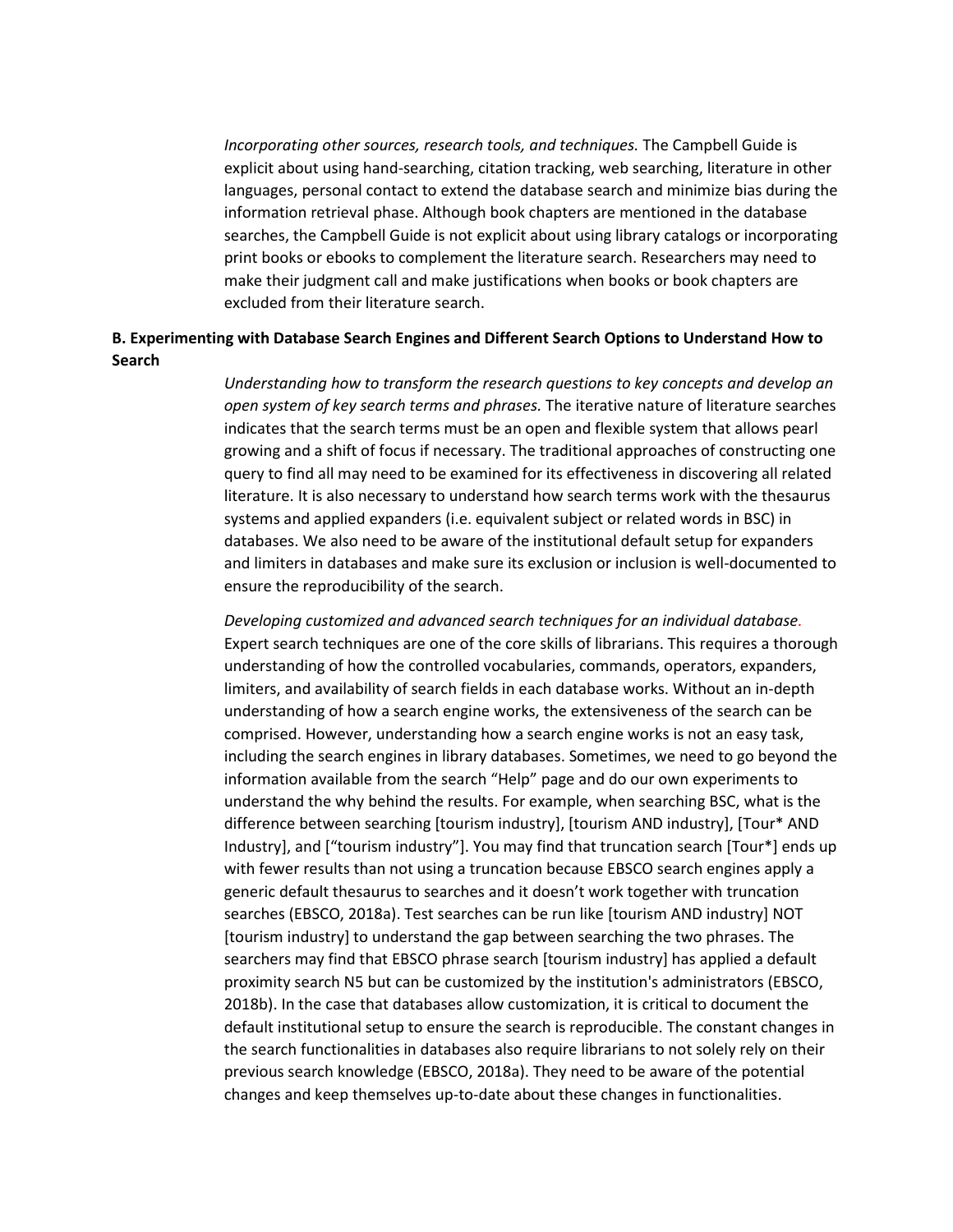*Incorporating other sources, research tools, and techniques.* The Campbell Guide is explicit about using hand-searching, citation tracking, web searching, literature in other languages, personal contact to extend the database search and minimize bias during the information retrieval phase. Although book chapters are mentioned in the database searches, the Campbell Guide is not explicit about using library catalogs or incorporating print books or ebooks to complement the literature search. Researchers may need to make their judgment call and make justifications when books or book chapters are excluded from their literature search.

**B. Experimenting with Database Search Engines and Different Search Options to Understand How to Search**

*Understanding how to transform the research questions to key concepts and develop an open system of key search terms and phrases.* The iterative nature of literature searches indicates that the search terms must be an open and flexible system that allows pearl growing and a shift of focus if necessary. The traditional approaches of constructing one query to find all may need to be examined for its effectiveness in discovering all related literature. It is also necessary to understand how search terms work with the thesaurus systems and applied expanders (i.e. equivalent subject or related words in BSC) in databases. We also need to be aware of the institutional default setup for expanders and limiters in databases and make sure its exclusion or inclusion is well-documented to ensure the reproducibility of the search.

*Developing customized and advanced search techniques for an individual database.* Expert search techniques are one of the core skills of librarians. This requires a thorough understanding of how the controlled vocabularies, commands, operators, expanders, limiters, and availability of search fields in each database works. Without an in-depth understanding of how a search engine works, the extensiveness of the search can be comprised. However, understanding how a search engine works is not an easy task, including the search engines in library databases. Sometimes, we need to go beyond the information available from the search "Help" page and do our own experiments to understand the why behind the results. For example, when searching BSC, what is the difference between searching [tourism industry], [tourism AND industry], [Tour* AND Industry], and ["tourism industry"]. You may find that truncation search [Tour*] ends up with fewer results than not using a truncation because EBSCO search engines apply a generic default thesaurus to searches and it doesn't work together with truncation searches (EBSCO, 2018a). Test searches can be run like [tourism AND industry] NOT [tourism industry] to understand the gap between searching the two phrases. The searchers may find that EBSCO phrase search [tourism industry] has applied a default proximity search N5 but can be customized by the institution's administrators (EBSCO, 2018b). In the case that databases allow customization, it is critical to document the default institutional setup to ensure the search is reproducible. The constant changes in the search functionalities in databases also require librarians to not solely rely on their previous search knowledge (EBSCO, 2018a). They need to be aware of the potential changes and keep themselves up-to-date about these changes in functionalities.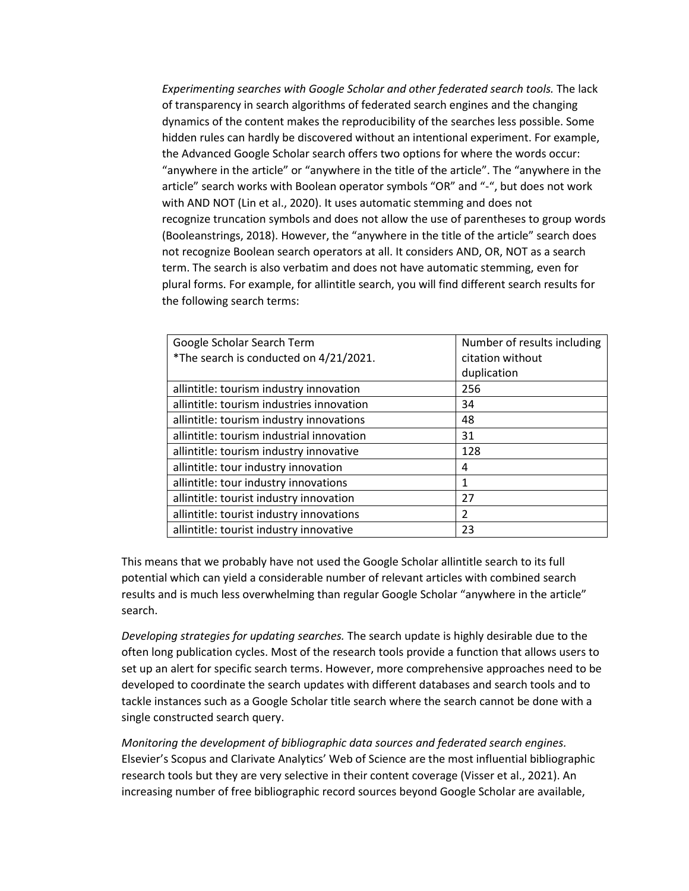*Experimenting searches with Google Scholar and other federated search tools.* The lack of transparency in search algorithms of federated search engines and the changing dynamics of the content makes the reproducibility of the searches less possible. Some hidden rules can hardly be discovered without an intentional experiment. For example, the Advanced Google Scholar search offers two options for where the words occur: "anywhere in the article" or "anywhere in the title of the article". The "anywhere in the article" search works with Boolean operator symbols "OR" and "-", but does not work with AND NOT (Lin et al., 2020). It uses automatic stemming and does not recognize truncation symbols and does not allow the use of parentheses to group words (Booleanstrings, 2018). However, the "anywhere in the title of the article" search does not recognize Boolean search operators at all. It considers AND, OR, NOT as a search term. The search is also verbatim and does not have automatic stemming, even for plural forms. For example, for allintitle search, you will find different search results for the following search terms:

| Google Scholar Search Term<br>*The search is conducted on 4/21/2021. | Number of results including citation without duplication |
|---|---|
| allintitle: tourism industry innovation | 256 |
| allintitle: tourism industries innovation | 34 |
| allintitle: tourism industry innovations | 48 |
| allintitle: tourism industrial innovation | 31 |
| allintitle: tourism industry innovative | 128 |
| allintitle: tour industry innovation | 4 |
| allintitle: tour industry innovations | 1 |
| allintitle: tourist industry innovation | 27 |
| allintitle: tourist industry innovations | 2 |
| allintitle: tourist industry innovative | 23 |

This means that we probably have not used the Google Scholar allintitle search to its full potential which can yield a considerable number of relevant articles with combined search results and is much less overwhelming than regular Google Scholar "anywhere in the article" search.

*Developing strategies for updating searches.* The search update is highly desirable due to the often long publication cycles. Most of the research tools provide a function that allows users to set up an alert for specific search terms. However, more comprehensive approaches need to be developed to coordinate the search updates with different databases and search tools and to tackle instances such as a Google Scholar title search where the search cannot be done with a single constructed search query.

*Monitoring the development of bibliographic data sources and federated search engines.* Elsevier's Scopus and Clarivate Analytics' Web of Science are the most influential bibliographic research tools but they are very selective in their content coverage (Visser et al., 2021). An increasing number of free bibliographic record sources beyond Google Scholar are available,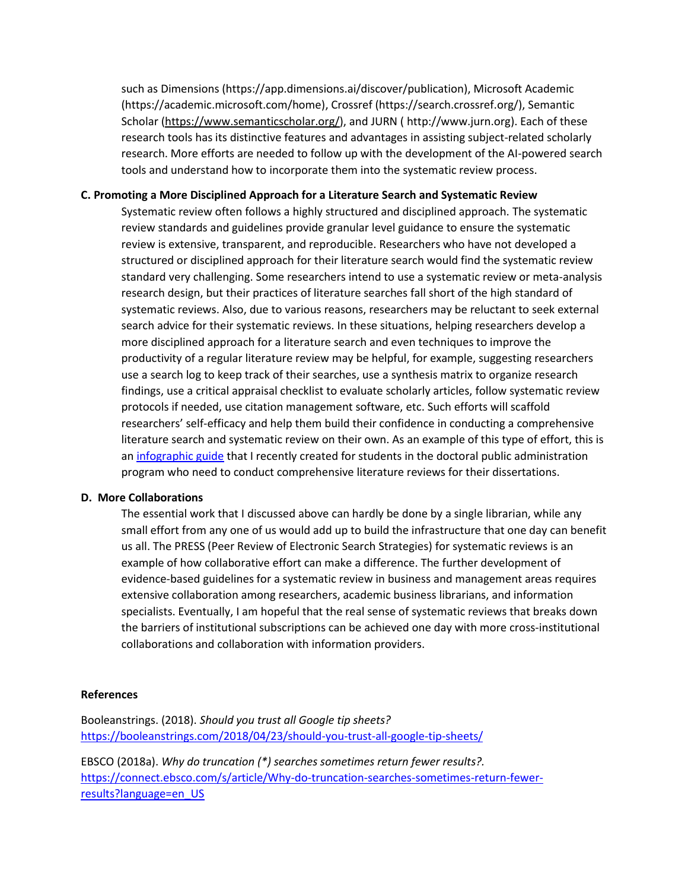such as Dimensions (https://app.dimensions.ai/discover/publication), Microsoft Academic (https://academic.microsoft.com/home), Crossref (https://search.crossref.org/), Semantic Scholar (https://www.semanticscholar.org/), and JURN ( http://www.jurn.org). Each of these research tools has its distinctive features and advantages in assisting subject-related scholarly research. More efforts are needed to follow up with the development of the AI-powered search tools and understand how to incorporate them into the systematic review process.

### C. Promoting a More Disciplined Approach for a Literature Search and Systematic Review

Systematic review often follows a highly structured and disciplined approach. The systematic review standards and guidelines provide granular level guidance to ensure the systematic review is extensive, transparent, and reproducible. Researchers who have not developed a structured or disciplined approach for their literature search would find the systematic review standard very challenging. Some researchers intend to use a systematic review or meta-analysis research design, but their practices of literature searches fall short of the high standard of systematic reviews. Also, due to various reasons, researchers may be reluctant to seek external search advice for their systematic reviews. In these situations, helping researchers develop a more disciplined approach for a literature search and even techniques to improve the productivity of a regular literature review may be helpful, for example, suggesting researchers use a search log to keep track of their searches, use a synthesis matrix to organize research findings, use a critical appraisal checklist to evaluate scholarly articles, follow systematic review protocols if needed, use citation management software, etc. Such efforts will scaffold researchers' self-efficacy and help them build their confidence in conducting a comprehensive literature search and systematic review on their own. As an example of this type of effort, this is an infographic guide that I recently created for students in the doctoral public administration program who need to conduct comprehensive literature reviews for their dissertations.

### D. More Collaborations

The essential work that I discussed above can hardly be done by a single librarian, while any small effort from any one of us would add up to build the infrastructure that one day can benefit us all. The PRESS (Peer Review of Electronic Search Strategies) for systematic reviews is an example of how collaborative effort can make a difference. The further development of evidence-based guidelines for a systematic review in business and management areas requires extensive collaboration among researchers, academic business librarians, and information specialists. Eventually, I am hopeful that the real sense of systematic reviews that breaks down the barriers of institutional subscriptions can be achieved one day with more cross-institutional collaborations and collaboration with information providers.

## References

Booleanstrings. (2018). *Should you trust all Google tip sheets?* https://booleanstrings.com/2018/04/23/should-you-trust-all-google-tip-sheets/

EBSCO (2018a). *Why do truncation (*) searches sometimes return fewer results?*. https://connect.ebsco.com/s/article/Why-do-truncation-searches-sometimes-return-fewer-results?language=en_US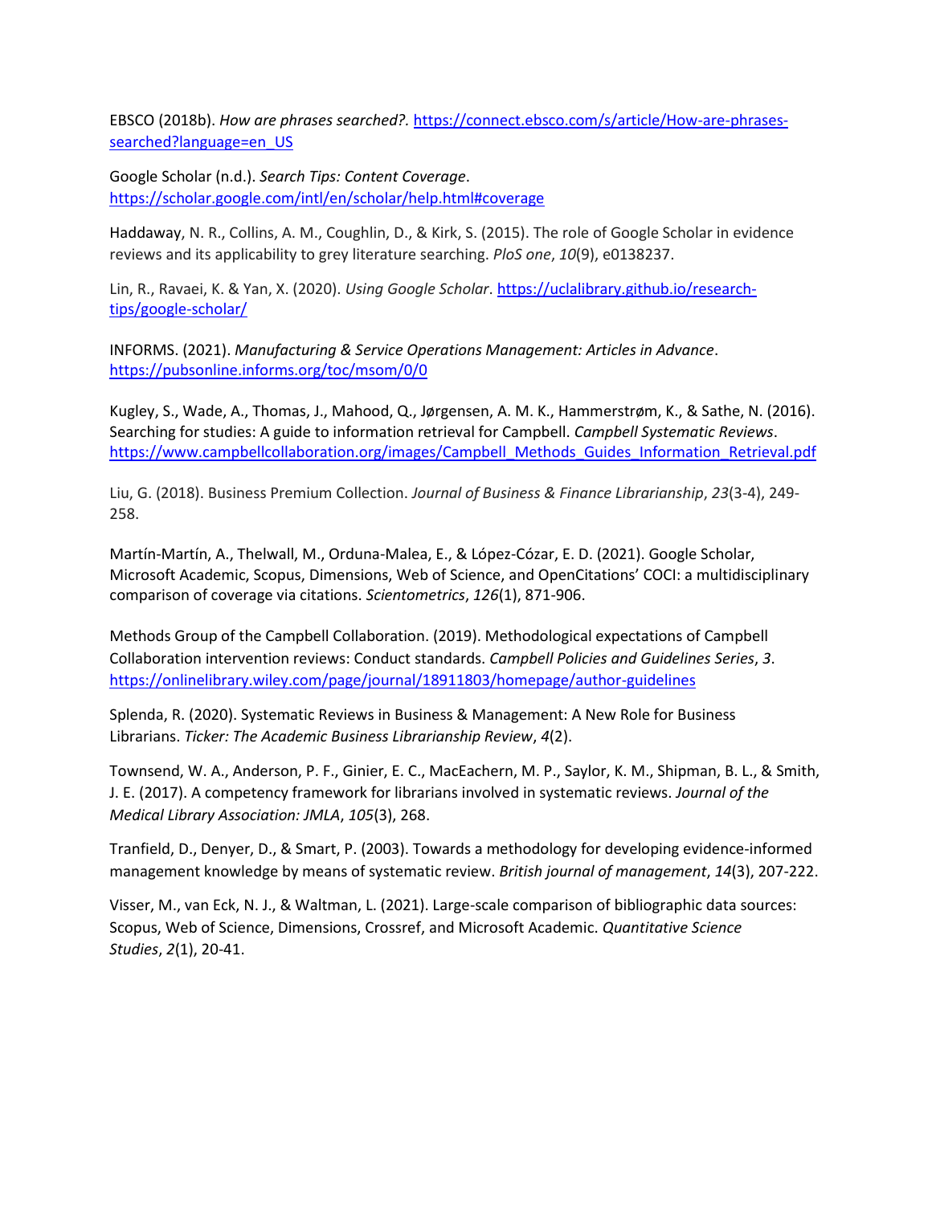EBSCO (2018b). *How are phrases searched?.* https://connect.ebsco.com/s/article/How-are-phrases-searched?language=en_US

Google Scholar (n.d.). *Search Tips: Content Coverage*. https://scholar.google.com/intl/en/scholar/help.html#coverage

Haddaway, N. R., Collins, A. M., Coughlin, D., & Kirk, S. (2015). The role of Google Scholar in evidence reviews and its applicability to grey literature searching. *PloS one*, *10*(9), e0138237.

Lin, R., Ravaei, K. & Yan, X. (2020). *Using Google Scholar*. https://uclalibrary.github.io/research-tips/google-scholar/

INFORMS. (2021). *Manufacturing & Service Operations Management: Articles in Advance*. https://pubsonline.informs.org/toc/msom/0/0

Kugley, S., Wade, A., Thomas, J., Mahood, Q., Jørgensen, A. M. K., Hammerstrøm, K., & Sathe, N. (2016). Searching for studies: A guide to information retrieval for Campbell. *Campbell Systematic Reviews*. https://www.campbellcollaboration.org/images/Campbell_Methods_Guides_Information_Retrieval.pdf

Liu, G. (2018). Business Premium Collection. *Journal of Business & Finance Librarianship*, *23*(3-4), 249-258.

Martín-Martín, A., Thelwall, M., Orduna-Malea, E., & López-Cózar, E. D. (2021). Google Scholar, Microsoft Academic, Scopus, Dimensions, Web of Science, and OpenCitations' COCI: a multidisciplinary comparison of coverage via citations. *Scientometrics*, *126*(1), 871-906.

Methods Group of the Campbell Collaboration. (2019). Methodological expectations of Campbell Collaboration intervention reviews: Conduct standards. *Campbell Policies and Guidelines Series*, *3*. https://onlinelibrary.wiley.com/page/journal/18911803/homepage/author-guidelines

Splenda, R. (2020). Systematic Reviews in Business & Management: A New Role for Business Librarians. *Ticker: The Academic Business Librarianship Review*, *4*(2).

Townsend, W. A., Anderson, P. F., Ginier, E. C., MacEachern, M. P., Saylor, K. M., Shipman, B. L., & Smith, J. E. (2017). A competency framework for librarians involved in systematic reviews. *Journal of the Medical Library Association: JMLA*, *105*(3), 268.

Tranfield, D., Denyer, D., & Smart, P. (2003). Towards a methodology for developing evidence-informed management knowledge by means of systematic review. *British journal of management*, *14*(3), 207-222.

Visser, M., van Eck, N. J., & Waltman, L. (2021). Large-scale comparison of bibliographic data sources: Scopus, Web of Science, Dimensions, Crossref, and Microsoft Academic. *Quantitative Science Studies*, *2*(1), 20-41.